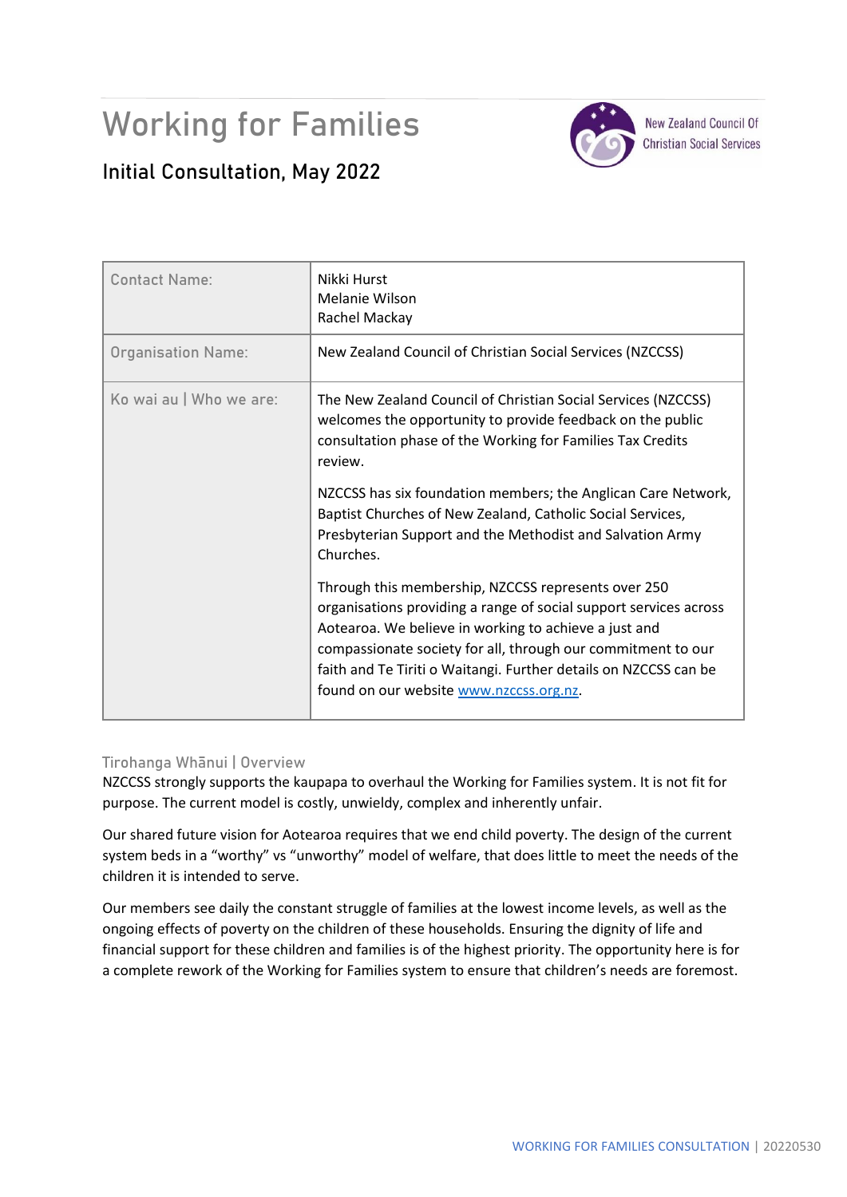# Working for Families

## Initial Consultation, May 2022

New Zealand Council Of Christian Social Services

| Contact Name: | Nikki Hurst<br>Melanie Wilson<br>Rachel Mackay |
|---|---|
| Organisation Name: | New Zealand Council of Christian Social Services (NZCCSS) |
| Ko wai au \| Who we are: | The New Zealand Council of Christian Social Services (NZCCSS) welcomes the opportunity to provide feedback on the public consultation phase of the Working for Families Tax Credits review.<br><br>NZCCSS has six foundation members; the Anglican Care Network, Baptist Churches of New Zealand, Catholic Social Services, Presbyterian Support and the Methodist and Salvation Army Churches.<br><br>Through this membership, NZCCSS represents over 250 organisations providing a range of social support services across Aotearoa. We believe in working to achieve a just and compassionate society for all, through our commitment to our faith and Te Tiriti o Waitangi. Further details on NZCCSS can be found on our website www.nzccss.org.nz. |

### Tirohanga Whānui | Overview

NZCCSS strongly supports the kaupapa to overhaul the Working for Families system. It is not fit for purpose. The current model is costly, unwieldy, complex and inherently unfair.

Our shared future vision for Aotearoa requires that we end child poverty. The design of the current system beds in a "worthy" vs "unworthy" model of welfare, that does little to meet the needs of the children it is intended to serve.

Our members see daily the constant struggle of families at the lowest income levels, as well as the ongoing effects of poverty on the children of these households. Ensuring the dignity of life and financial support for these children and families is of the highest priority. The opportunity here is for a complete rework of the Working for Families system to ensure that children's needs are foremost.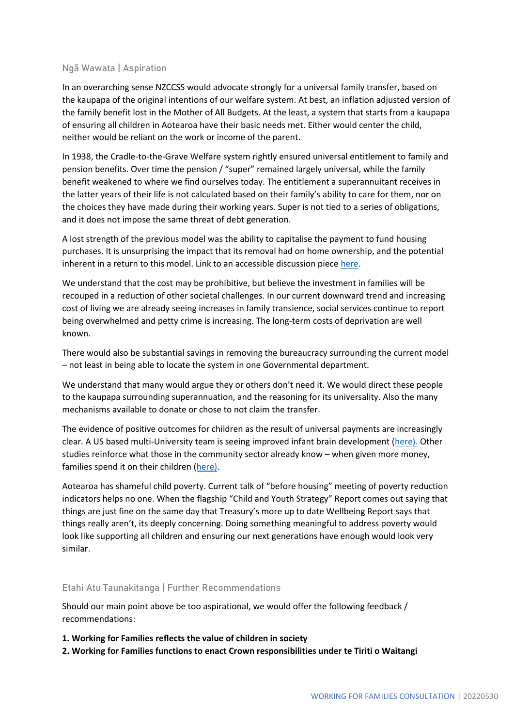## Ngā Wawata | Aspiration

In an overarching sense NZCCSS would advocate strongly for a universal family transfer, based on the kaupapa of the original intentions of our welfare system. At best, an inflation adjusted version of the family benefit lost in the Mother of All Budgets. At the least, a system that starts from a kaupapa of ensuring all children in Aotearoa have their basic needs met. Either would center the child, neither would be reliant on the work or income of the parent.

In 1938, the Cradle-to-the-Grave Welfare system rightly ensured universal entitlement to family and pension benefits. Over time the pension / "super" remained largely universal, while the family benefit weakened to where we find ourselves today. The entitlement a superannuitant receives in the latter years of their life is not calculated based on their family's ability to care for them, nor on the choices they have made during their working years. Super is not tied to a series of obligations, and it does not impose the same threat of debt generation.

A lost strength of the previous model was the ability to capitalise the payment to fund housing purchases. It is unsurprising the impact that its removal had on home ownership, and the potential inherent in a return to this model. Link to an accessible discussion piece here.

We understand that the cost may be prohibitive, but believe the investment in families will be recouped in a reduction of other societal challenges. In our current downward trend and increasing cost of living we are already seeing increases in family transience, social services continue to report being overwhelmed and petty crime is increasing. The long-term costs of deprivation are well known.

There would also be substantial savings in removing the bureaucracy surrounding the current model – not least in being able to locate the system in one Governmental department.

We understand that many would argue they or others don't need it. We would direct these people to the kaupapa surrounding superannuation, and the reasoning for its universality. Also the many mechanisms available to donate or chose to not claim the transfer.

The evidence of positive outcomes for children as the result of universal payments are increasingly clear. A US based multi-University team is seeing improved infant brain development (here). Other studies reinforce what those in the community sector already know – when given more money, families spend it on their children (here).

Aotearoa has shameful child poverty. Current talk of "before housing" meeting of poverty reduction indicators helps no one. When the flagship "Child and Youth Strategy" Report comes out saying that things are just fine on the same day that Treasury's more up to date Wellbeing Report says that things really aren't, its deeply concerning. Doing something meaningful to address poverty would look like supporting all children and ensuring our next generations have enough would look very similar.

## Etahi Atu Taunakitanga | Further Recommendations

Should our main point above be too aspirational, we would offer the following feedback / recommendations:

**1. Working for Families reflects the value of children in society**

**2. Working for Families functions to enact Crown responsibilities under te Tiriti o Waitangi**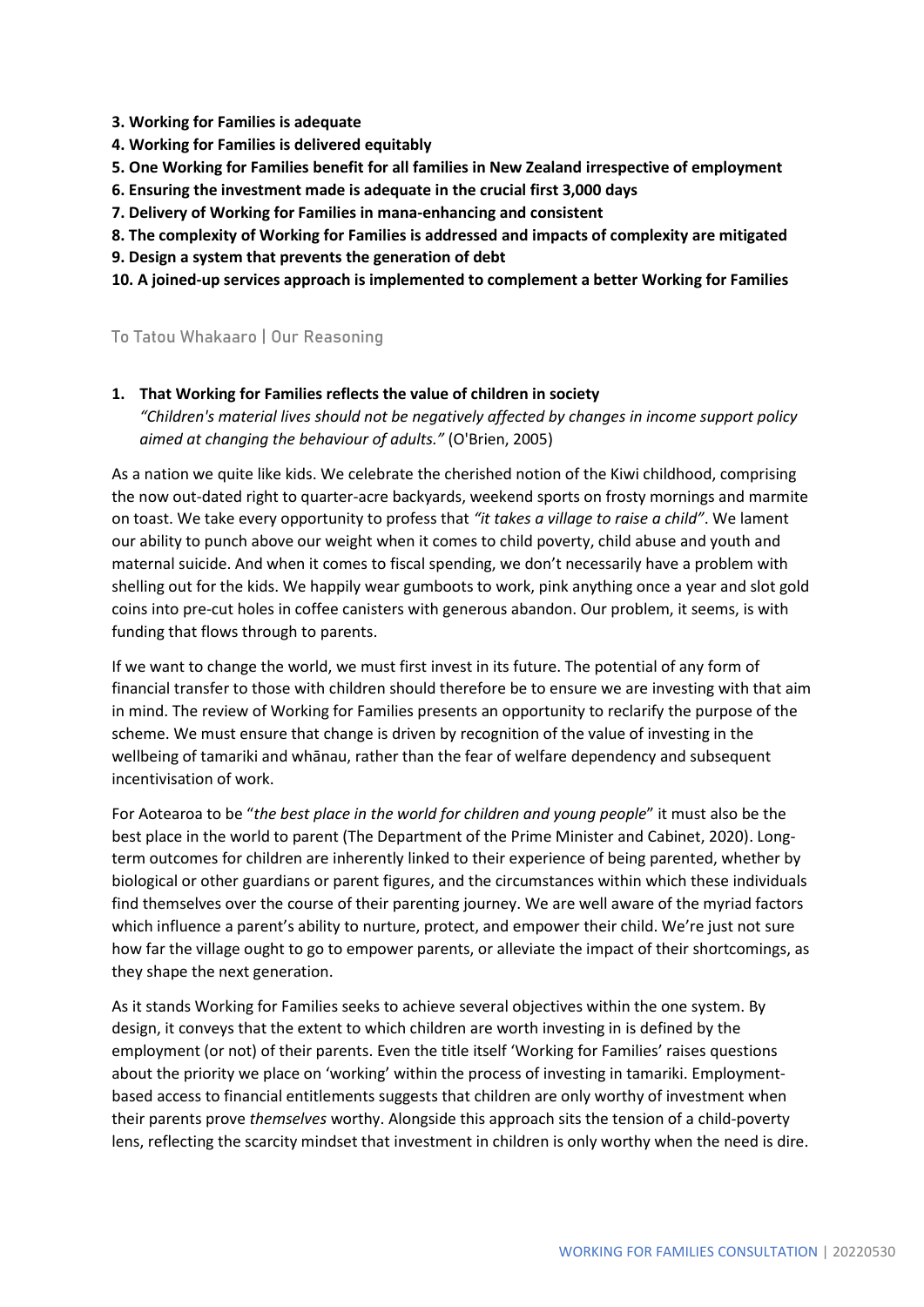**3. Working for Families is adequate**

**4. Working for Families is delivered equitably**

**5. One Working for Families benefit for all families in New Zealand irrespective of employment**

**6. Ensuring the investment made is adequate in the crucial first 3,000 days**

**7. Delivery of Working for Families in mana-enhancing and consistent**

**8. The complexity of Working for Families is addressed and impacts of complexity are mitigated**

**9. Design a system that prevents the generation of debt**

**10. A joined-up services approach is implemented to complement a better Working for Families**

## To Tatou Whakaaro | Our Reasoning

**1. That Working for Families reflects the value of children in society**

*"Children's material lives should not be negatively affected by changes in income support policy aimed at changing the behaviour of adults."* (O'Brien, 2005)

As a nation we quite like kids. We celebrate the cherished notion of the Kiwi childhood, comprising the now out-dated right to quarter-acre backyards, weekend sports on frosty mornings and marmite on toast. We take every opportunity to profess that *"it takes a village to raise a child"*. We lament our ability to punch above our weight when it comes to child poverty, child abuse and youth and maternal suicide. And when it comes to fiscal spending, we don't necessarily have a problem with shelling out for the kids. We happily wear gumboots to work, pink anything once a year and slot gold coins into pre-cut holes in coffee canisters with generous abandon. Our problem, it seems, is with funding that flows through to parents.

If we want to change the world, we must first invest in its future. The potential of any form of financial transfer to those with children should therefore be to ensure we are investing with that aim in mind. The review of Working for Families presents an opportunity to reclarify the purpose of the scheme. We must ensure that change is driven by recognition of the value of investing in the wellbeing of tamariki and whānau, rather than the fear of welfare dependency and subsequent incentivisation of work.

For Aotearoa to be "*the best place in the world for children and young people*" it must also be the best place in the world to parent (The Department of the Prime Minister and Cabinet, 2020). Long-term outcomes for children are inherently linked to their experience of being parented, whether by biological or other guardians or parent figures, and the circumstances within which these individuals find themselves over the course of their parenting journey. We are well aware of the myriad factors which influence a parent's ability to nurture, protect, and empower their child. We're just not sure how far the village ought to go to empower parents, or alleviate the impact of their shortcomings, as they shape the next generation.

As it stands Working for Families seeks to achieve several objectives within the one system. By design, it conveys that the extent to which children are worth investing in is defined by the employment (or not) of their parents. Even the title itself 'Working for Families' raises questions about the priority we place on 'working' within the process of investing in tamariki. Employment-based access to financial entitlements suggests that children are only worthy of investment when their parents prove *themselves* worthy. Alongside this approach sits the tension of a child-poverty lens, reflecting the scarcity mindset that investment in children is only worthy when the need is dire.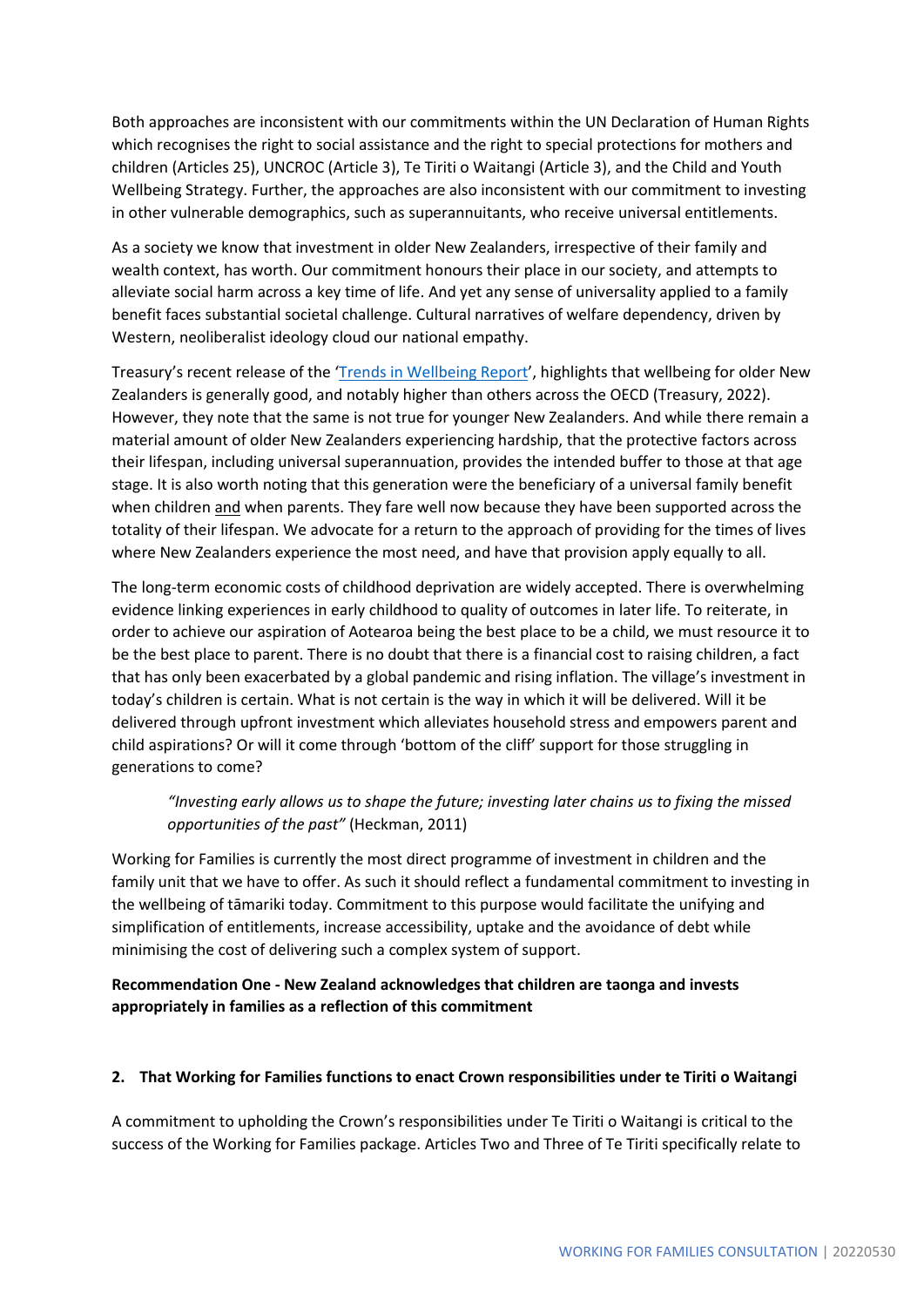Both approaches are inconsistent with our commitments within the UN Declaration of Human Rights which recognises the right to social assistance and the right to special protections for mothers and children (Articles 25), UNCROC (Article 3), Te Tiriti o Waitangi (Article 3), and the Child and Youth Wellbeing Strategy. Further, the approaches are also inconsistent with our commitment to investing in other vulnerable demographics, such as superannuitants, who receive universal entitlements.

As a society we know that investment in older New Zealanders, irrespective of their family and wealth context, has worth. Our commitment honours their place in our society, and attempts to alleviate social harm across a key time of life. And yet any sense of universality applied to a family benefit faces substantial societal challenge. Cultural narratives of welfare dependency, driven by Western, neoliberalist ideology cloud our national empathy.

Treasury's recent release of the '[Trends in Wellbeing Report](#)', highlights that wellbeing for older New Zealanders is generally good, and notably higher than others across the OECD (Treasury, 2022). However, they note that the same is not true for younger New Zealanders. And while there remain a material amount of older New Zealanders experiencing hardship, that the protective factors across their lifespan, including universal superannuation, provides the intended buffer to those at that age stage. It is also worth noting that this generation were the beneficiary of a universal family benefit when children <u>and</u> when parents. They fare well now because they have been supported across the totality of their lifespan. We advocate for a return to the approach of providing for the times of lives where New Zealanders experience the most need, and have that provision apply equally to all.

The long-term economic costs of childhood deprivation are widely accepted. There is overwhelming evidence linking experiences in early childhood to quality of outcomes in later life. To reiterate, in order to achieve our aspiration of Aotearoa being the best place to be a child, we must resource it to be the best place to parent. There is no doubt that there is a financial cost to raising children, a fact that has only been exacerbated by a global pandemic and rising inflation. The village's investment in today's children is certain. What is not certain is the way in which it will be delivered. Will it be delivered through upfront investment which alleviates household stress and empowers parent and child aspirations? Or will it come through 'bottom of the cliff' support for those struggling in generations to come?

> *"Investing early allows us to shape the future; investing later chains us to fixing the missed opportunities of the past"* (Heckman, 2011)

Working for Families is currently the most direct programme of investment in children and the family unit that we have to offer. As such it should reflect a fundamental commitment to investing in the wellbeing of tāmariki today. Commitment to this purpose would facilitate the unifying and simplification of entitlements, increase accessibility, uptake and the avoidance of debt while minimising the cost of delivering such a complex system of support.

**Recommendation One - New Zealand acknowledges that children are taonga and invests appropriately in families as a reflection of this commitment**

### 2. That Working for Families functions to enact Crown responsibilities under te Tiriti o Waitangi

A commitment to upholding the Crown's responsibilities under Te Tiriti o Waitangi is critical to the success of the Working for Families package. Articles Two and Three of Te Tiriti specifically relate to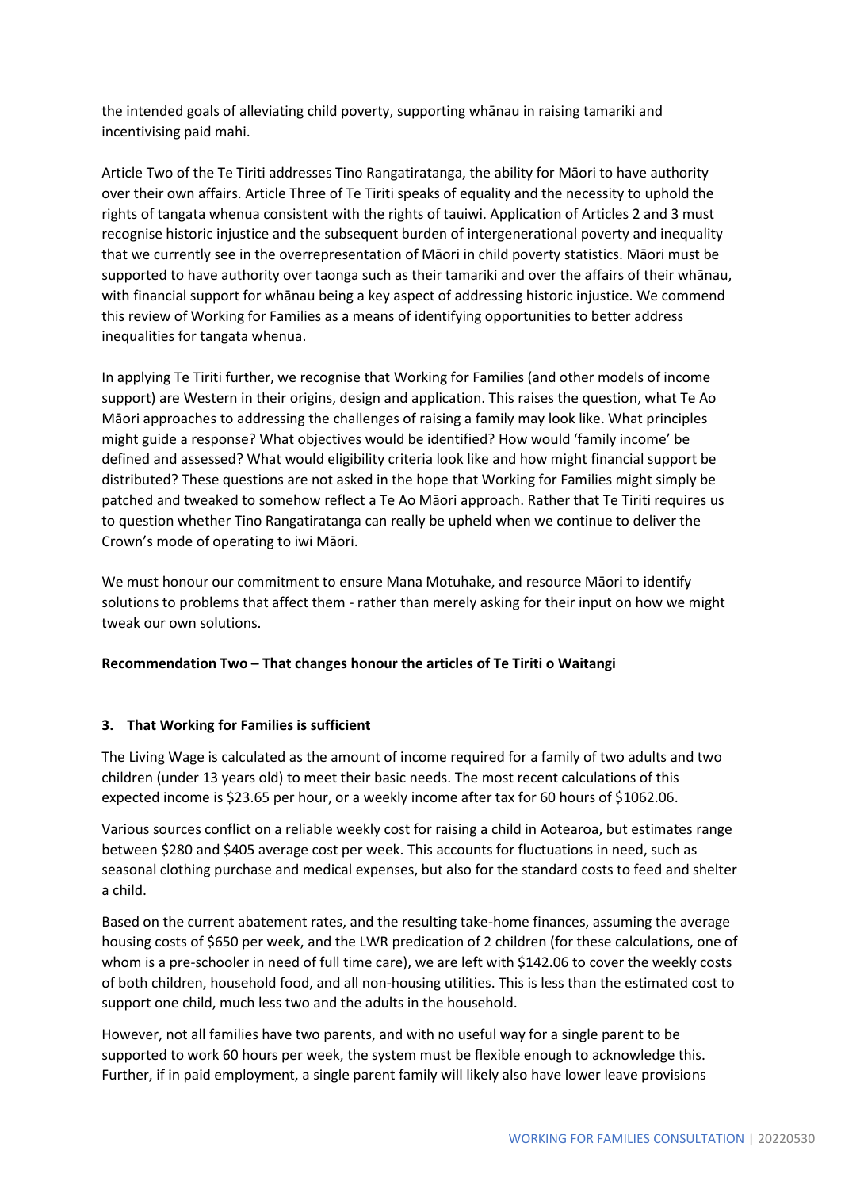the intended goals of alleviating child poverty, supporting whānau in raising tamariki and incentivising paid mahi.

Article Two of the Te Tiriti addresses Tino Rangatiratanga, the ability for Māori to have authority over their own affairs. Article Three of Te Tiriti speaks of equality and the necessity to uphold the rights of tangata whenua consistent with the rights of tauiwi. Application of Articles 2 and 3 must recognise historic injustice and the subsequent burden of intergenerational poverty and inequality that we currently see in the overrepresentation of Māori in child poverty statistics. Māori must be supported to have authority over taonga such as their tamariki and over the affairs of their whānau, with financial support for whānau being a key aspect of addressing historic injustice. We commend this review of Working for Families as a means of identifying opportunities to better address inequalities for tangata whenua.

In applying Te Tiriti further, we recognise that Working for Families (and other models of income support) are Western in their origins, design and application. This raises the question, what Te Ao Māori approaches to addressing the challenges of raising a family may look like. What principles might guide a response? What objectives would be identified? How would 'family income' be defined and assessed? What would eligibility criteria look like and how might financial support be distributed? These questions are not asked in the hope that Working for Families might simply be patched and tweaked to somehow reflect a Te Ao Māori approach. Rather that Te Tiriti requires us to question whether Tino Rangatiratanga can really be upheld when we continue to deliver the Crown's mode of operating to iwi Māori.

We must honour our commitment to ensure Mana Motuhake, and resource Māori to identify solutions to problems that affect them - rather than merely asking for their input on how we might tweak our own solutions.

**Recommendation Two – That changes honour the articles of Te Tiriti o Waitangi**

### 3. That Working for Families is sufficient

The Living Wage is calculated as the amount of income required for a family of two adults and two children (under 13 years old) to meet their basic needs. The most recent calculations of this expected income is $23.65 per hour, or a weekly income after tax for 60 hours of $1062.06.

Various sources conflict on a reliable weekly cost for raising a child in Aotearoa, but estimates range between $280 and $405 average cost per week. This accounts for fluctuations in need, such as seasonal clothing purchase and medical expenses, but also for the standard costs to feed and shelter a child.

Based on the current abatement rates, and the resulting take-home finances, assuming the average housing costs of $650 per week, and the LWR predication of 2 children (for these calculations, one of whom is a pre-schooler in need of full time care), we are left with $142.06 to cover the weekly costs of both children, household food, and all non-housing utilities. This is less than the estimated cost to support one child, much less two and the adults in the household.

However, not all families have two parents, and with no useful way for a single parent to be supported to work 60 hours per week, the system must be flexible enough to acknowledge this. Further, if in paid employment, a single parent family will likely also have lower leave provisions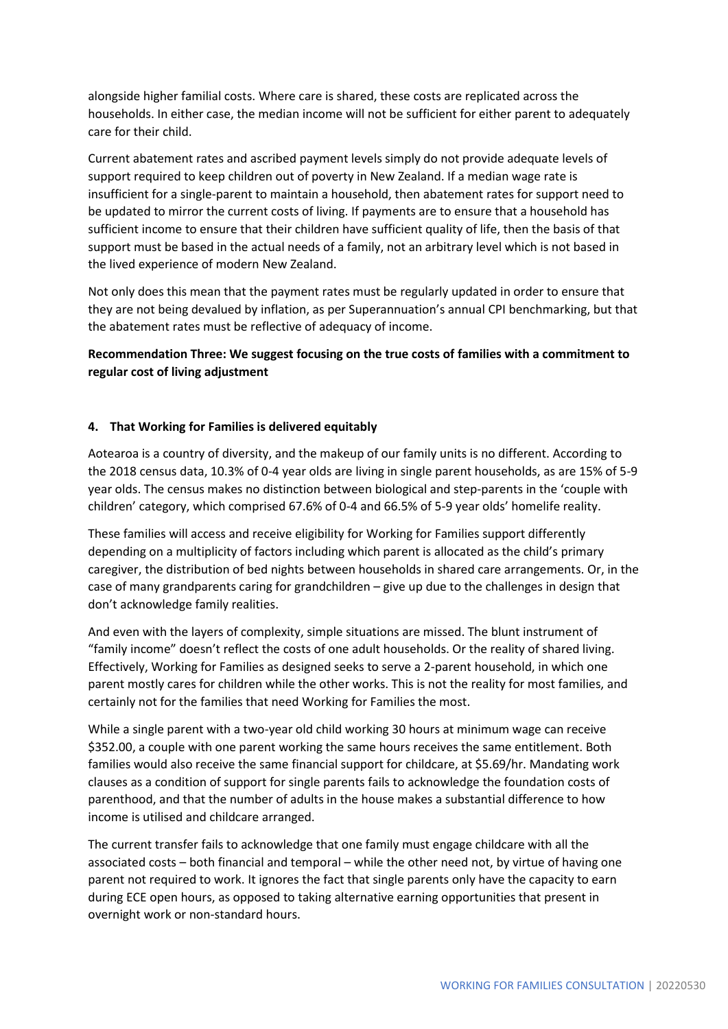alongside higher familial costs. Where care is shared, these costs are replicated across the households. In either case, the median income will not be sufficient for either parent to adequately care for their child.

Current abatement rates and ascribed payment levels simply do not provide adequate levels of support required to keep children out of poverty in New Zealand. If a median wage rate is insufficient for a single-parent to maintain a household, then abatement rates for support need to be updated to mirror the current costs of living. If payments are to ensure that a household has sufficient income to ensure that their children have sufficient quality of life, then the basis of that support must be based in the actual needs of a family, not an arbitrary level which is not based in the lived experience of modern New Zealand.

Not only does this mean that the payment rates must be regularly updated in order to ensure that they are not being devalued by inflation, as per Superannuation's annual CPI benchmarking, but that the abatement rates must be reflective of adequacy of income.

**Recommendation Three: We suggest focusing on the true costs of families with a commitment to regular cost of living adjustment**

## 4. That Working for Families is delivered equitably

Aotearoa is a country of diversity, and the makeup of our family units is no different. According to the 2018 census data, 10.3% of 0-4 year olds are living in single parent households, as are 15% of 5-9 year olds. The census makes no distinction between biological and step-parents in the 'couple with children' category, which comprised 67.6% of 0-4 and 66.5% of 5-9 year olds' homelife reality.

These families will access and receive eligibility for Working for Families support differently depending on a multiplicity of factors including which parent is allocated as the child's primary caregiver, the distribution of bed nights between households in shared care arrangements. Or, in the case of many grandparents caring for grandchildren – give up due to the challenges in design that don't acknowledge family realities.

And even with the layers of complexity, simple situations are missed. The blunt instrument of "family income" doesn't reflect the costs of one adult households. Or the reality of shared living. Effectively, Working for Families as designed seeks to serve a 2-parent household, in which one parent mostly cares for children while the other works. This is not the reality for most families, and certainly not for the families that need Working for Families the most.

While a single parent with a two-year old child working 30 hours at minimum wage can receive $352.00, a couple with one parent working the same hours receives the same entitlement. Both families would also receive the same financial support for childcare, at $5.69/hr. Mandating work clauses as a condition of support for single parents fails to acknowledge the foundation costs of parenthood, and that the number of adults in the house makes a substantial difference to how income is utilised and childcare arranged.

The current transfer fails to acknowledge that one family must engage childcare with all the associated costs – both financial and temporal – while the other need not, by virtue of having one parent not required to work. It ignores the fact that single parents only have the capacity to earn during ECE open hours, as opposed to taking alternative earning opportunities that present in overnight work or non-standard hours.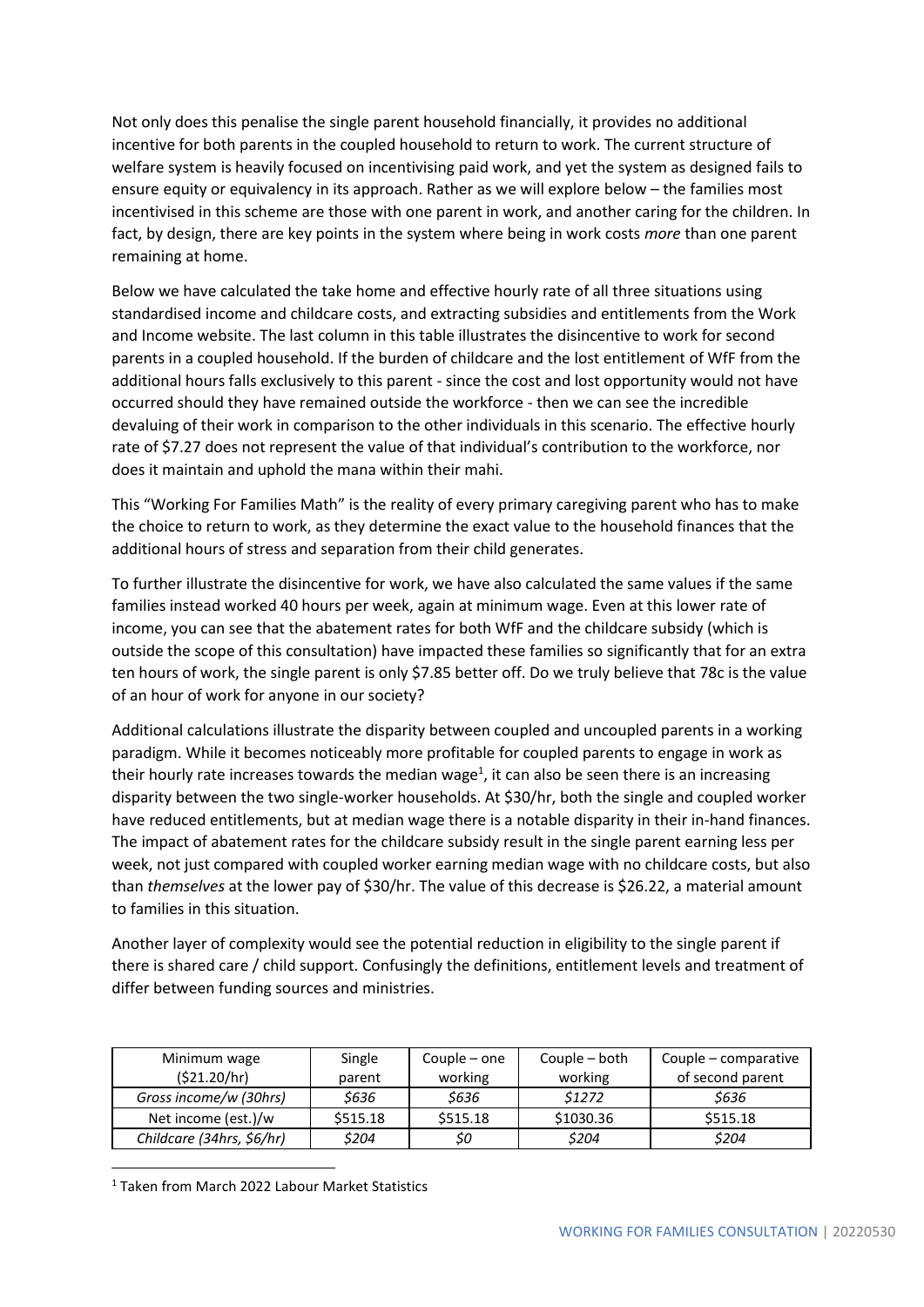Not only does this penalise the single parent household financially, it provides no additional incentive for both parents in the coupled household to return to work. The current structure of welfare system is heavily focused on incentivising paid work, and yet the system as designed fails to ensure equity or equivalency in its approach. Rather as we will explore below – the families most incentivised in this scheme are those with one parent in work, and another caring for the children. In fact, by design, there are key points in the system where being in work costs *more* than one parent remaining at home.

Below we have calculated the take home and effective hourly rate of all three situations using standardised income and childcare costs, and extracting subsidies and entitlements from the Work and Income website. The last column in this table illustrates the disincentive to work for second parents in a coupled household. If the burden of childcare and the lost entitlement of WfF from the additional hours falls exclusively to this parent - since the cost and lost opportunity would not have occurred should they have remained outside the workforce - then we can see the incredible devaluing of their work in comparison to the other individuals in this scenario. The effective hourly rate of $7.27 does not represent the value of that individual's contribution to the workforce, nor does it maintain and uphold the mana within their mahi.

This "Working For Families Math" is the reality of every primary caregiving parent who has to make the choice to return to work, as they determine the exact value to the household finances that the additional hours of stress and separation from their child generates.

To further illustrate the disincentive for work, we have also calculated the same values if the same families instead worked 40 hours per week, again at minimum wage. Even at this lower rate of income, you can see that the abatement rates for both WfF and the childcare subsidy (which is outside the scope of this consultation) have impacted these families so significantly that for an extra ten hours of work, the single parent is only $7.85 better off. Do we truly believe that 78c is the value of an hour of work for anyone in our society?

Additional calculations illustrate the disparity between coupled and uncoupled parents in a working paradigm. While it becomes noticeably more profitable for coupled parents to engage in work as their hourly rate increases towards the median wage[1], it can also be seen there is an increasing disparity between the two single-worker households. At $30/hr, both the single and coupled worker have reduced entitlements, but at median wage there is a notable disparity in their in-hand finances. The impact of abatement rates for the childcare subsidy result in the single parent earning less per week, not just compared with coupled worker earning median wage with no childcare costs, but also than *themselves* at the lower pay of $30/hr. The value of this decrease is $26.22, a material amount to families in this situation.

Another layer of complexity would see the potential reduction in eligibility to the single parent if there is shared care / child support. Confusingly the definitions, entitlement levels and treatment of differ between funding sources and ministries.

| Minimum wage ($21.20/hr) | Single parent | Couple – one working | Couple – both working | Couple – comparative of second parent |
|---|---|---|---|---|
| *Gross income/w (30hrs)* | *$636* | *$636* | *$1272* | *$636* |
| Net income (est.)/w | $515.18 | $515.18 | $1030.36 | $515.18 |
| *Childcare (34hrs, $6/hr)* | *$204* | *$0* | *$204* | *$204* |

[1] Taken from March 2022 Labour Market Statistics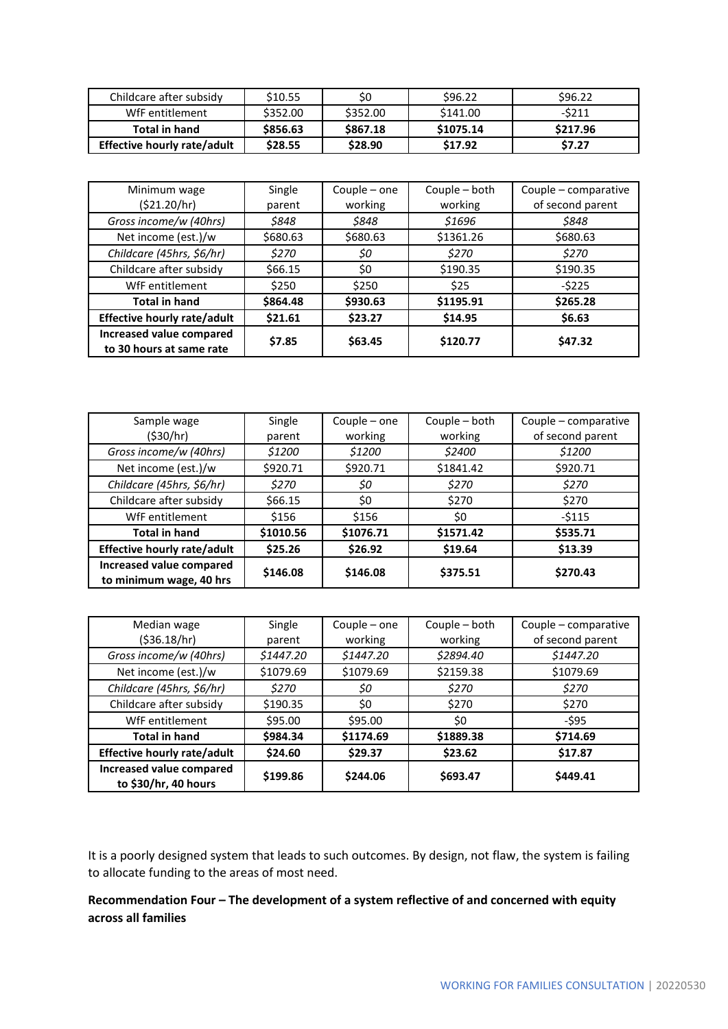| Childcare after subsidy | $10.55 | $0 | $96.22 | $96.22 |
|---|---|---|---|---|
| WfF entitlement | $352.00 | $352.00 | $141.00 | -$211 |
| **Total in hand** | **$856.63** | **$867.18** | **$1075.14** | **$217.96** |
| **Effective hourly rate/adult** | **$28.55** | **$28.90** | **$17.92** | **$7.27** |

| Minimum wage ($21.20/hr) | Single parent | Couple – one working | Couple – both working | Couple – comparative of second parent |
|---|---|---|---|---|
| *Gross income/w (40hrs)* | *$848* | *$848* | *$1696* | *$848* |
| Net income (est.)/w | $680.63 | $680.63 | $1361.26 | $680.63 |
| *Childcare (45hrs, $6/hr)* | *$270* | *$0* | *$270* | *$270* |
| Childcare after subsidy | $66.15 | $0 | $190.35 | $190.35 |
| WfF entitlement | $250 | $250 | $25 | -$225 |
| **Total in hand** | **$864.48** | **$930.63** | **$1195.91** | **$265.28** |
| **Effective hourly rate/adult** | **$21.61** | **$23.27** | **$14.95** | **$6.63** |
| **Increased value compared to 30 hours at same rate** | **$7.85** | **$63.45** | **$120.77** | **$47.32** |

| Sample wage ($30/hr) | Single parent | Couple – one working | Couple – both working | Couple – comparative of second parent |
|---|---|---|---|---|
| *Gross income/w (40hrs)* | *$1200* | *$1200* | *$2400* | *$1200* |
| Net income (est.)/w | $920.71 | $920.71 | $1841.42 | $920.71 |
| *Childcare (45hrs, $6/hr)* | *$270* | *$0* | *$270* | *$270* |
| Childcare after subsidy | $66.15 | $0 | $270 | $270 |
| WfF entitlement | $156 | $156 | $0 | -$115 |
| **Total in hand** | **$1010.56** | **$1076.71** | **$1571.42** | **$535.71** |
| **Effective hourly rate/adult** | **$25.26** | **$26.92** | **$19.64** | **$13.39** |
| **Increased value compared to minimum wage, 40 hrs** | **$146.08** | **$146.08** | **$375.51** | **$270.43** |

| Median wage ($36.18/hr) | Single parent | Couple – one working | Couple – both working | Couple – comparative of second parent |
|---|---|---|---|---|
| *Gross income/w (40hrs)* | *$1447.20* | *$1447.20* | *$2894.40* | *$1447.20* |
| Net income (est.)/w | $1079.69 | $1079.69 | $2159.38 | $1079.69 |
| *Childcare (45hrs, $6/hr)* | *$270* | *$0* | *$270* | *$270* |
| Childcare after subsidy | $190.35 | $0 | $270 | $270 |
| WfF entitlement | $95.00 | $95.00 | $0 | -$95 |
| **Total in hand** | **$984.34** | **$1174.69** | **$1889.38** | **$714.69** |
| **Effective hourly rate/adult** | **$24.60** | **$29.37** | **$23.62** | **$17.87** |
| **Increased value compared to $30/hr, 40 hours** | **$199.86** | **$244.06** | **$693.47** | **$449.41** |

It is a poorly designed system that leads to such outcomes. By design, not flaw, the system is failing to allocate funding to the areas of most need.

**Recommendation Four – The development of a system reflective of and concerned with equity across all families**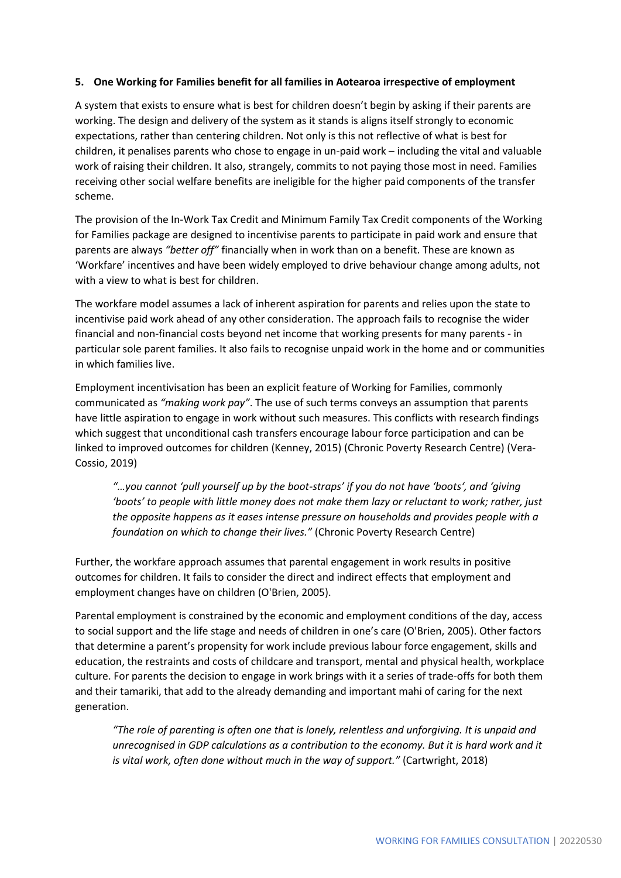**5. One Working for Families benefit for all families in Aotearoa irrespective of employment**

A system that exists to ensure what is best for children doesn't begin by asking if their parents are working. The design and delivery of the system as it stands is aligns itself strongly to economic expectations, rather than centering children. Not only is this not reflective of what is best for children, it penalises parents who chose to engage in un-paid work – including the vital and valuable work of raising their children. It also, strangely, commits to not paying those most in need. Families receiving other social welfare benefits are ineligible for the higher paid components of the transfer scheme.

The provision of the In-Work Tax Credit and Minimum Family Tax Credit components of the Working for Families package are designed to incentivise parents to participate in paid work and ensure that parents are always *"better off"* financially when in work than on a benefit. These are known as 'Workfare' incentives and have been widely employed to drive behaviour change among adults, not with a view to what is best for children.

The workfare model assumes a lack of inherent aspiration for parents and relies upon the state to incentivise paid work ahead of any other consideration. The approach fails to recognise the wider financial and non-financial costs beyond net income that working presents for many parents - in particular sole parent families. It also fails to recognise unpaid work in the home and or communities in which families live.

Employment incentivisation has been an explicit feature of Working for Families, commonly communicated as *"making work pay"*. The use of such terms conveys an assumption that parents have little aspiration to engage in work without such measures. This conflicts with research findings which suggest that unconditional cash transfers encourage labour force participation and can be linked to improved outcomes for children (Kenney, 2015) (Chronic Poverty Research Centre) (Vera-Cossio, 2019)

> *"…you cannot 'pull yourself up by the boot-straps' if you do not have 'boots', and 'giving 'boots' to people with little money does not make them lazy or reluctant to work; rather, just the opposite happens as it eases intense pressure on households and provides people with a foundation on which to change their lives."* (Chronic Poverty Research Centre)

Further, the workfare approach assumes that parental engagement in work results in positive outcomes for children. It fails to consider the direct and indirect effects that employment and employment changes have on children (O'Brien, 2005).

Parental employment is constrained by the economic and employment conditions of the day, access to social support and the life stage and needs of children in one's care (O'Brien, 2005). Other factors that determine a parent's propensity for work include previous labour force engagement, skills and education, the restraints and costs of childcare and transport, mental and physical health, workplace culture. For parents the decision to engage in work brings with it a series of trade-offs for both them and their tamariki, that add to the already demanding and important mahi of caring for the next generation.

> *"The role of parenting is often one that is lonely, relentless and unforgiving. It is unpaid and unrecognised in GDP calculations as a contribution to the economy. But it is hard work and it is vital work, often done without much in the way of support."* (Cartwright, 2018)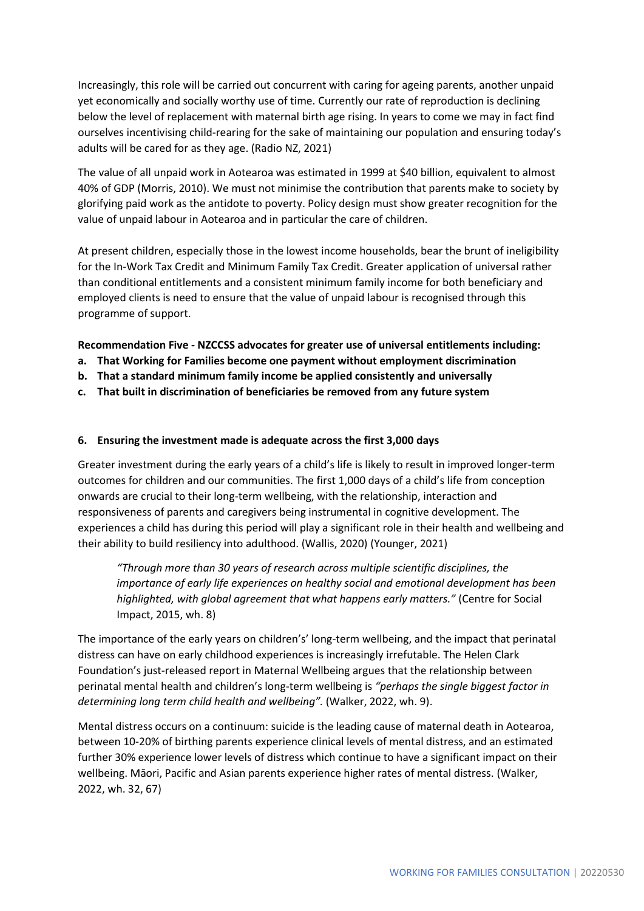Increasingly, this role will be carried out concurrent with caring for ageing parents, another unpaid yet economically and socially worthy use of time. Currently our rate of reproduction is declining below the level of replacement with maternal birth age rising. In years to come we may in fact find ourselves incentivising child-rearing for the sake of maintaining our population and ensuring today's adults will be cared for as they age. (Radio NZ, 2021)

The value of all unpaid work in Aotearoa was estimated in 1999 at $40 billion, equivalent to almost 40% of GDP (Morris, 2010). We must not minimise the contribution that parents make to society by glorifying paid work as the antidote to poverty. Policy design must show greater recognition for the value of unpaid labour in Aotearoa and in particular the care of children.

At present children, especially those in the lowest income households, bear the brunt of ineligibility for the In-Work Tax Credit and Minimum Family Tax Credit. Greater application of universal rather than conditional entitlements and a consistent minimum family income for both beneficiary and employed clients is need to ensure that the value of unpaid labour is recognised through this programme of support.

**Recommendation Five - NZCCSS advocates for greater use of universal entitlements including:**

**a. That Working for Families become one payment without employment discrimination**

**b. That a standard minimum family income be applied consistently and universally**

**c. That built in discrimination of beneficiaries be removed from any future system**

## 6. Ensuring the investment made is adequate across the first 3,000 days

Greater investment during the early years of a child's life is likely to result in improved longer-term outcomes for children and our communities. The first 1,000 days of a child's life from conception onwards are crucial to their long-term wellbeing, with the relationship, interaction and responsiveness of parents and caregivers being instrumental in cognitive development. The experiences a child has during this period will play a significant role in their health and wellbeing and their ability to build resiliency into adulthood. (Wallis, 2020) (Younger, 2021)

> *"Through more than 30 years of research across multiple scientific disciplines, the importance of early life experiences on healthy social and emotional development has been highlighted, with global agreement that what happens early matters."* (Centre for Social Impact, 2015, wh. 8)

The importance of the early years on children's' long-term wellbeing, and the impact that perinatal distress can have on early childhood experiences is increasingly irrefutable. The Helen Clark Foundation's just-released report in Maternal Wellbeing argues that the relationship between perinatal mental health and children's long-term wellbeing is *"perhaps the single biggest factor in determining long term child health and wellbeing".* (Walker, 2022, wh. 9).

Mental distress occurs on a continuum: suicide is the leading cause of maternal death in Aotearoa, between 10-20% of birthing parents experience clinical levels of mental distress, and an estimated further 30% experience lower levels of distress which continue to have a significant impact on their wellbeing. Māori, Pacific and Asian parents experience higher rates of mental distress. (Walker, 2022, wh. 32, 67)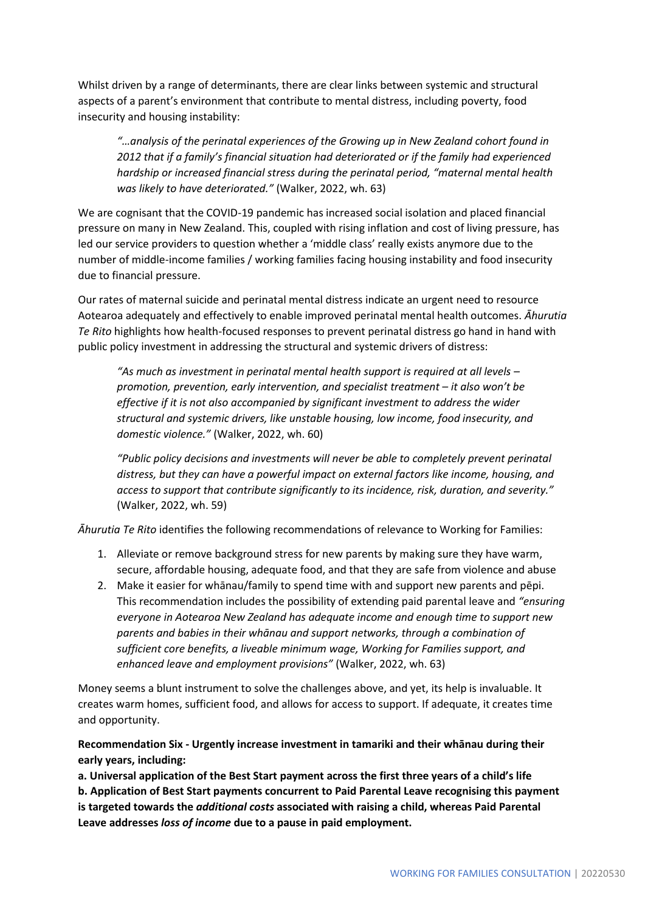Whilst driven by a range of determinants, there are clear links between systemic and structural aspects of a parent's environment that contribute to mental distress, including poverty, food insecurity and housing instability:

> *"…analysis of the perinatal experiences of the Growing up in New Zealand cohort found in 2012 that if a family's financial situation had deteriorated or if the family had experienced hardship or increased financial stress during the perinatal period, "maternal mental health was likely to have deteriorated."* (Walker, 2022, wh. 63)

We are cognisant that the COVID-19 pandemic has increased social isolation and placed financial pressure on many in New Zealand. This, coupled with rising inflation and cost of living pressure, has led our service providers to question whether a 'middle class' really exists anymore due to the number of middle-income families / working families facing housing instability and food insecurity due to financial pressure.

Our rates of maternal suicide and perinatal mental distress indicate an urgent need to resource Aotearoa adequately and effectively to enable improved perinatal mental health outcomes. *Āhurutia Te Rito* highlights how health-focused responses to prevent perinatal distress go hand in hand with public policy investment in addressing the structural and systemic drivers of distress:

> *"As much as investment in perinatal mental health support is required at all levels – promotion, prevention, early intervention, and specialist treatment – it also won't be effective if it is not also accompanied by significant investment to address the wider structural and systemic drivers, like unstable housing, low income, food insecurity, and domestic violence."* (Walker, 2022, wh. 60)

> *"Public policy decisions and investments will never be able to completely prevent perinatal distress, but they can have a powerful impact on external factors like income, housing, and access to support that contribute significantly to its incidence, risk, duration, and severity."* (Walker, 2022, wh. 59)

*Āhurutia Te Rito* identifies the following recommendations of relevance to Working for Families:

1. Alleviate or remove background stress for new parents by making sure they have warm, secure, affordable housing, adequate food, and that they are safe from violence and abuse
2. Make it easier for whānau/family to spend time with and support new parents and pēpi. This recommendation includes the possibility of extending paid parental leave and *"ensuring everyone in Aotearoa New Zealand has adequate income and enough time to support new parents and babies in their whānau and support networks, through a combination of sufficient core benefits, a liveable minimum wage, Working for Families support, and enhanced leave and employment provisions"* (Walker, 2022, wh. 63)

Money seems a blunt instrument to solve the challenges above, and yet, its help is invaluable. It creates warm homes, sufficient food, and allows for access to support. If adequate, it creates time and opportunity.

**Recommendation Six - Urgently increase investment in tamariki and their whānau during their early years, including:**

**a. Universal application of the Best Start payment across the first three years of a child's life**

**b. Application of Best Start payments concurrent to Paid Parental Leave recognising this payment is targeted towards the *additional costs* associated with raising a child, whereas Paid Parental Leave addresses *loss of income* due to a pause in paid employment.**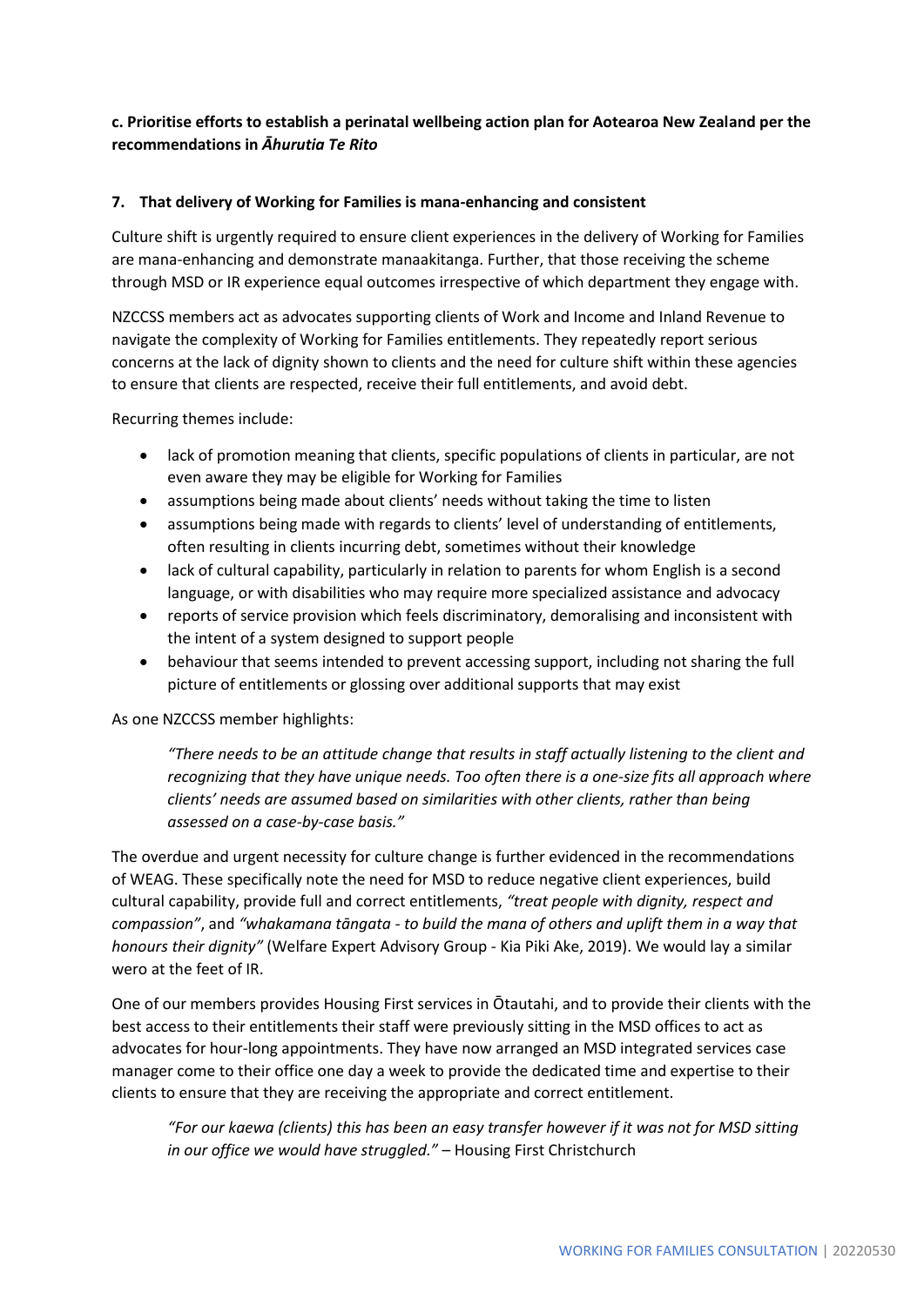**c. Prioritise efforts to establish a perinatal wellbeing action plan for Aotearoa New Zealand per the recommendations in *Āhurutia Te Rito***

**7. That delivery of Working for Families is mana-enhancing and consistent**

Culture shift is urgently required to ensure client experiences in the delivery of Working for Families are mana-enhancing and demonstrate manaakitanga. Further, that those receiving the scheme through MSD or IR experience equal outcomes irrespective of which department they engage with.

NZCCSS members act as advocates supporting clients of Work and Income and Inland Revenue to navigate the complexity of Working for Families entitlements. They repeatedly report serious concerns at the lack of dignity shown to clients and the need for culture shift within these agencies to ensure that clients are respected, receive their full entitlements, and avoid debt.

Recurring themes include:

- lack of promotion meaning that clients, specific populations of clients in particular, are not even aware they may be eligible for Working for Families
- assumptions being made about clients' needs without taking the time to listen
- assumptions being made with regards to clients' level of understanding of entitlements, often resulting in clients incurring debt, sometimes without their knowledge
- lack of cultural capability, particularly in relation to parents for whom English is a second language, or with disabilities who may require more specialized assistance and advocacy
- reports of service provision which feels discriminatory, demoralising and inconsistent with the intent of a system designed to support people
- behaviour that seems intended to prevent accessing support, including not sharing the full picture of entitlements or glossing over additional supports that may exist

As one NZCCSS member highlights:

> *"There needs to be an attitude change that results in staff actually listening to the client and recognizing that they have unique needs. Too often there is a one-size fits all approach where clients' needs are assumed based on similarities with other clients, rather than being assessed on a case-by-case basis."*

The overdue and urgent necessity for culture change is further evidenced in the recommendations of WEAG. These specifically note the need for MSD to reduce negative client experiences, build cultural capability, provide full and correct entitlements, *"treat people with dignity, respect and compassion"*, and *"whakamana tāngata - to build the mana of others and uplift them in a way that honours their dignity"* (Welfare Expert Advisory Group - Kia Piki Ake, 2019). We would lay a similar wero at the feet of IR.

One of our members provides Housing First services in Ōtautahi, and to provide their clients with the best access to their entitlements their staff were previously sitting in the MSD offices to act as advocates for hour-long appointments. They have now arranged an MSD integrated services case manager come to their office one day a week to provide the dedicated time and expertise to their clients to ensure that they are receiving the appropriate and correct entitlement.

> *"For our kaewa (clients) this has been an easy transfer however if it was not for MSD sitting in our office we would have struggled."* – Housing First Christchurch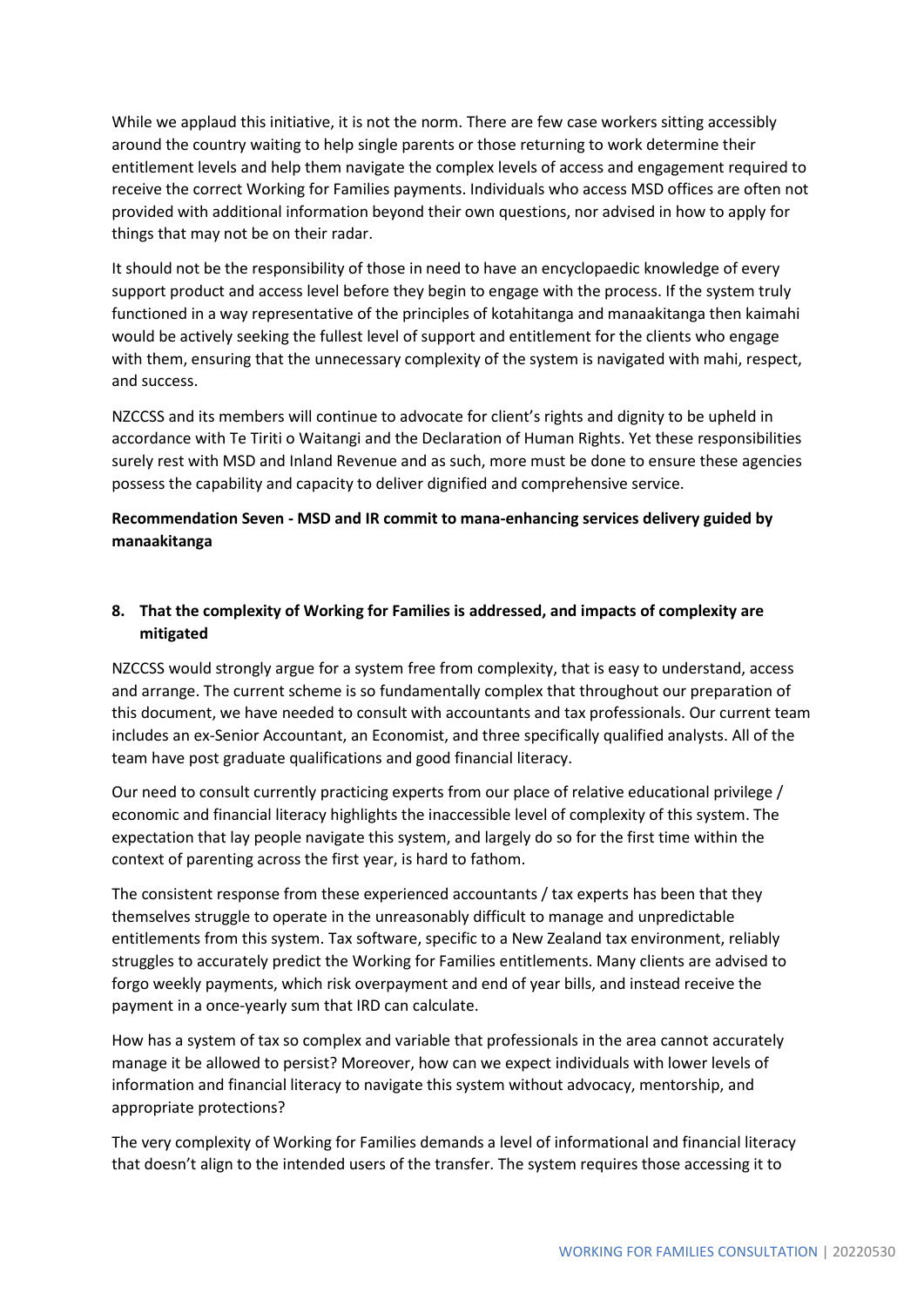While we applaud this initiative, it is not the norm. There are few case workers sitting accessibly around the country waiting to help single parents or those returning to work determine their entitlement levels and help them navigate the complex levels of access and engagement required to receive the correct Working for Families payments. Individuals who access MSD offices are often not provided with additional information beyond their own questions, nor advised in how to apply for things that may not be on their radar.

It should not be the responsibility of those in need to have an encyclopaedic knowledge of every support product and access level before they begin to engage with the process. If the system truly functioned in a way representative of the principles of kotahitanga and manaakitanga then kaimahi would be actively seeking the fullest level of support and entitlement for the clients who engage with them, ensuring that the unnecessary complexity of the system is navigated with mahi, respect, and success.

NZCCSS and its members will continue to advocate for client's rights and dignity to be upheld in accordance with Te Tiriti o Waitangi and the Declaration of Human Rights. Yet these responsibilities surely rest with MSD and Inland Revenue and as such, more must be done to ensure these agencies possess the capability and capacity to deliver dignified and comprehensive service.

**Recommendation Seven - MSD and IR commit to mana-enhancing services delivery guided by manaakitanga**

**8. That the complexity of Working for Families is addressed, and impacts of complexity are mitigated**

NZCCSS would strongly argue for a system free from complexity, that is easy to understand, access and arrange. The current scheme is so fundamentally complex that throughout our preparation of this document, we have needed to consult with accountants and tax professionals. Our current team includes an ex-Senior Accountant, an Economist, and three specifically qualified analysts. All of the team have post graduate qualifications and good financial literacy.

Our need to consult currently practicing experts from our place of relative educational privilege / economic and financial literacy highlights the inaccessible level of complexity of this system. The expectation that lay people navigate this system, and largely do so for the first time within the context of parenting across the first year, is hard to fathom.

The consistent response from these experienced accountants / tax experts has been that they themselves struggle to operate in the unreasonably difficult to manage and unpredictable entitlements from this system. Tax software, specific to a New Zealand tax environment, reliably struggles to accurately predict the Working for Families entitlements. Many clients are advised to forgo weekly payments, which risk overpayment and end of year bills, and instead receive the payment in a once-yearly sum that IRD can calculate.

How has a system of tax so complex and variable that professionals in the area cannot accurately manage it be allowed to persist? Moreover, how can we expect individuals with lower levels of information and financial literacy to navigate this system without advocacy, mentorship, and appropriate protections?

The very complexity of Working for Families demands a level of informational and financial literacy that doesn't align to the intended users of the transfer. The system requires those accessing it to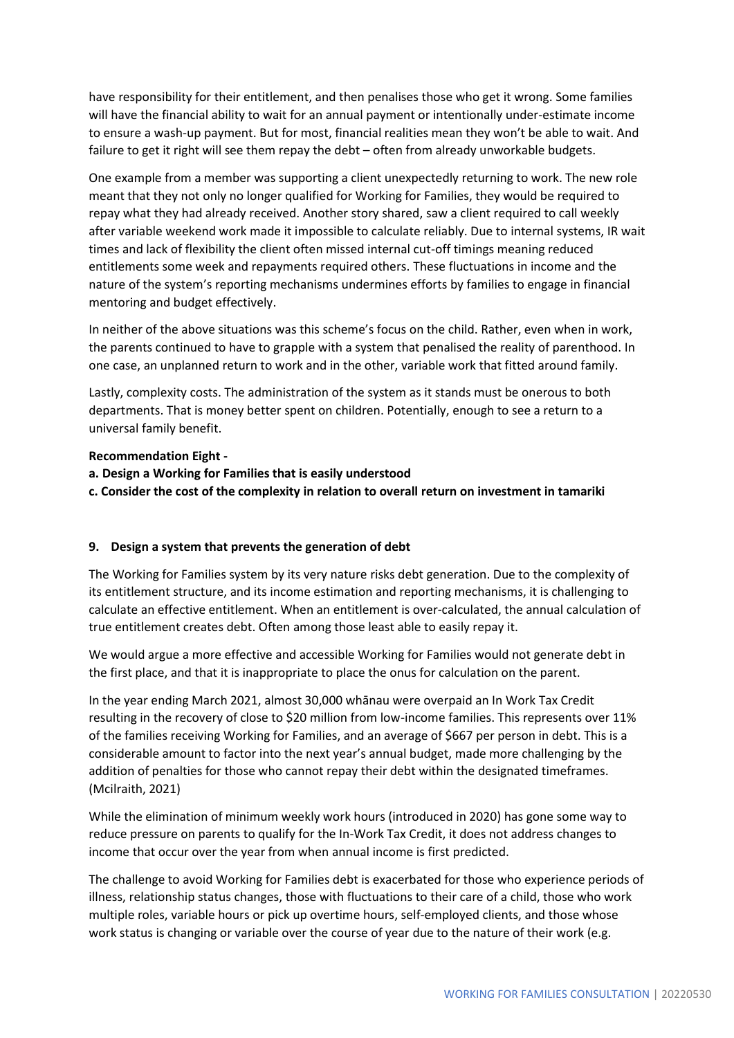have responsibility for their entitlement, and then penalises those who get it wrong. Some families will have the financial ability to wait for an annual payment or intentionally under-estimate income to ensure a wash-up payment. But for most, financial realities mean they won't be able to wait. And failure to get it right will see them repay the debt – often from already unworkable budgets.

One example from a member was supporting a client unexpectedly returning to work. The new role meant that they not only no longer qualified for Working for Families, they would be required to repay what they had already received. Another story shared, saw a client required to call weekly after variable weekend work made it impossible to calculate reliably. Due to internal systems, IR wait times and lack of flexibility the client often missed internal cut-off timings meaning reduced entitlements some week and repayments required others. These fluctuations in income and the nature of the system's reporting mechanisms undermines efforts by families to engage in financial mentoring and budget effectively.

In neither of the above situations was this scheme's focus on the child. Rather, even when in work, the parents continued to have to grapple with a system that penalised the reality of parenthood. In one case, an unplanned return to work and in the other, variable work that fitted around family.

Lastly, complexity costs. The administration of the system as it stands must be onerous to both departments. That is money better spent on children. Potentially, enough to see a return to a universal family benefit.

**Recommendation Eight -**

**a. Design a Working for Families that is easily understood**

**c. Consider the cost of the complexity in relation to overall return on investment in tamariki**

## 9. Design a system that prevents the generation of debt

The Working for Families system by its very nature risks debt generation. Due to the complexity of its entitlement structure, and its income estimation and reporting mechanisms, it is challenging to calculate an effective entitlement. When an entitlement is over-calculated, the annual calculation of true entitlement creates debt. Often among those least able to easily repay it.

We would argue a more effective and accessible Working for Families would not generate debt in the first place, and that it is inappropriate to place the onus for calculation on the parent.

In the year ending March 2021, almost 30,000 whānau were overpaid an In Work Tax Credit resulting in the recovery of close to $20 million from low-income families. This represents over 11% of the families receiving Working for Families, and an average of $667 per person in debt. This is a considerable amount to factor into the next year's annual budget, made more challenging by the addition of penalties for those who cannot repay their debt within the designated timeframes. (Mcilraith, 2021)

While the elimination of minimum weekly work hours (introduced in 2020) has gone some way to reduce pressure on parents to qualify for the In-Work Tax Credit, it does not address changes to income that occur over the year from when annual income is first predicted.

The challenge to avoid Working for Families debt is exacerbated for those who experience periods of illness, relationship status changes, those with fluctuations to their care of a child, those who work multiple roles, variable hours or pick up overtime hours, self-employed clients, and those whose work status is changing or variable over the course of year due to the nature of their work (e.g.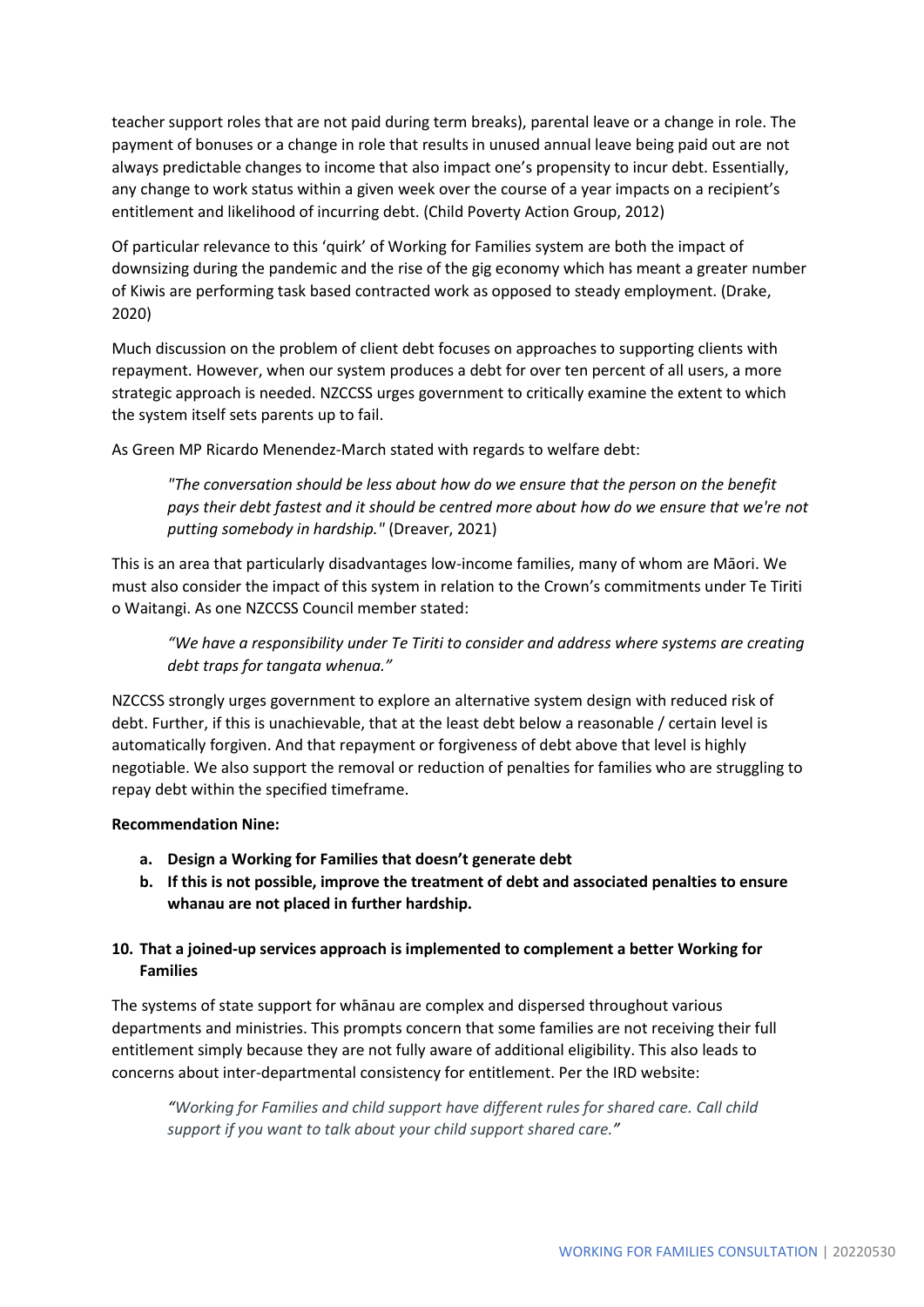teacher support roles that are not paid during term breaks), parental leave or a change in role. The payment of bonuses or a change in role that results in unused annual leave being paid out are not always predictable changes to income that also impact one's propensity to incur debt. Essentially, any change to work status within a given week over the course of a year impacts on a recipient's entitlement and likelihood of incurring debt. (Child Poverty Action Group, 2012)

Of particular relevance to this 'quirk' of Working for Families system are both the impact of downsizing during the pandemic and the rise of the gig economy which has meant a greater number of Kiwis are performing task based contracted work as opposed to steady employment. (Drake, 2020)

Much discussion on the problem of client debt focuses on approaches to supporting clients with repayment. However, when our system produces a debt for over ten percent of all users, a more strategic approach is needed. NZCCSS urges government to critically examine the extent to which the system itself sets parents up to fail.

As Green MP Ricardo Menendez-March stated with regards to welfare debt:

> *"The conversation should be less about how do we ensure that the person on the benefit pays their debt fastest and it should be centred more about how do we ensure that we're not putting somebody in hardship."* (Dreaver, 2021)

This is an area that particularly disadvantages low-income families, many of whom are Māori. We must also consider the impact of this system in relation to the Crown's commitments under Te Tiriti o Waitangi. As one NZCCSS Council member stated:

> *"We have a responsibility under Te Tiriti to consider and address where systems are creating debt traps for tangata whenua."*

NZCCSS strongly urges government to explore an alternative system design with reduced risk of debt. Further, if this is unachievable, that at the least debt below a reasonable / certain level is automatically forgiven. And that repayment or forgiveness of debt above that level is highly negotiable. We also support the removal or reduction of penalties for families who are struggling to repay debt within the specified timeframe.

**Recommendation Nine:**

a. **Design a Working for Families that doesn't generate debt**
b. **If this is not possible, improve the treatment of debt and associated penalties to ensure whanau are not placed in further hardship.**

## 10. That a joined-up services approach is implemented to complement a better Working for Families

The systems of state support for whānau are complex and dispersed throughout various departments and ministries. This prompts concern that some families are not receiving their full entitlement simply because they are not fully aware of additional eligibility. This also leads to concerns about inter-departmental consistency for entitlement. Per the IRD website:

> *"Working for Families and child support have different rules for shared care. Call child support if you want to talk about your child support shared care."*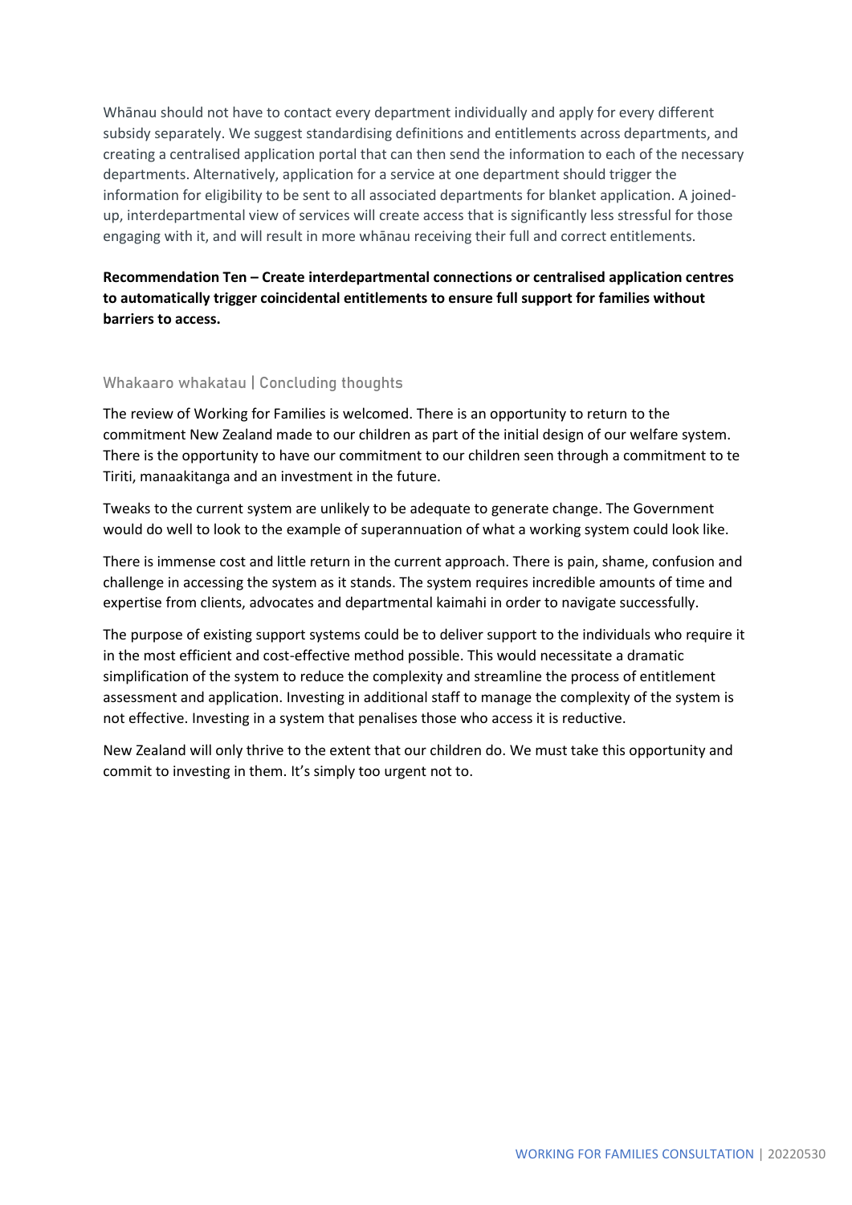Whānau should not have to contact every department individually and apply for every different subsidy separately. We suggest standardising definitions and entitlements across departments, and creating a centralised application portal that can then send the information to each of the necessary departments. Alternatively, application for a service at one department should trigger the information for eligibility to be sent to all associated departments for blanket application. A joined-up, interdepartmental view of services will create access that is significantly less stressful for those engaging with it, and will result in more whānau receiving their full and correct entitlements.

**Recommendation Ten – Create interdepartmental connections or centralised application centres to automatically trigger coincidental entitlements to ensure full support for families without barriers to access.**

## Whakaaro whakatau | Concluding thoughts

The review of Working for Families is welcomed. There is an opportunity to return to the commitment New Zealand made to our children as part of the initial design of our welfare system. There is the opportunity to have our commitment to our children seen through a commitment to te Tiriti, manaakitanga and an investment in the future.

Tweaks to the current system are unlikely to be adequate to generate change. The Government would do well to look to the example of superannuation of what a working system could look like.

There is immense cost and little return in the current approach. There is pain, shame, confusion and challenge in accessing the system as it stands. The system requires incredible amounts of time and expertise from clients, advocates and departmental kaimahi in order to navigate successfully.

The purpose of existing support systems could be to deliver support to the individuals who require it in the most efficient and cost-effective method possible. This would necessitate a dramatic simplification of the system to reduce the complexity and streamline the process of entitlement assessment and application. Investing in additional staff to manage the complexity of the system is not effective. Investing in a system that penalises those who access it is reductive.

New Zealand will only thrive to the extent that our children do. We must take this opportunity and commit to investing in them. It's simply too urgent not to.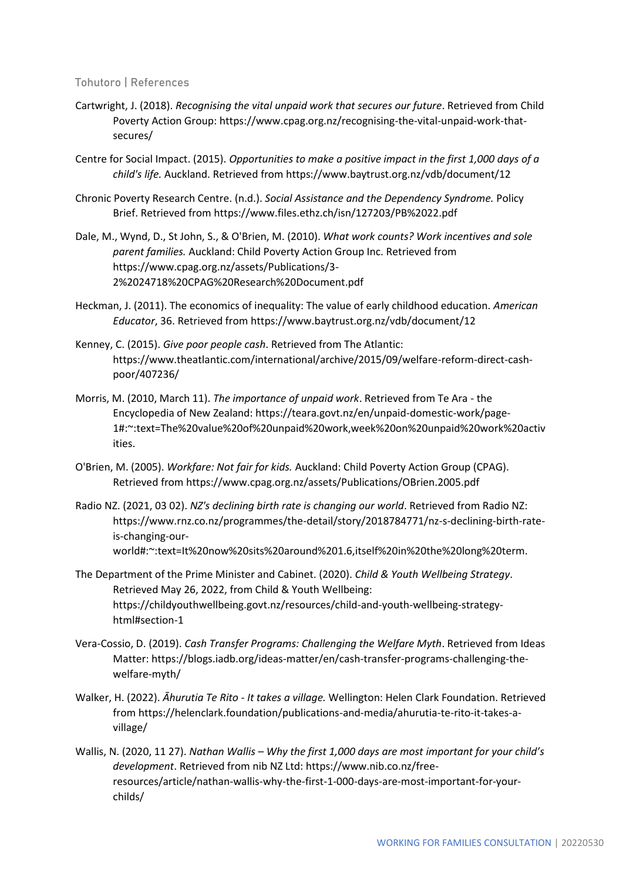## Tohutoro | References

Cartwright, J. (2018). *Recognising the vital unpaid work that secures our future*. Retrieved from Child Poverty Action Group: https://www.cpag.org.nz/recognising-the-vital-unpaid-work-that-secures/

Centre for Social Impact. (2015). *Opportunities to make a positive impact in the first 1,000 days of a child's life.* Auckland. Retrieved from https://www.baytrust.org.nz/vdb/document/12

Chronic Poverty Research Centre. (n.d.). *Social Assistance and the Dependency Syndrome.* Policy Brief. Retrieved from https://www.files.ethz.ch/isn/127203/PB%2022.pdf

Dale, M., Wynd, D., St John, S., & O'Brien, M. (2010). *What work counts? Work incentives and sole parent families.* Auckland: Child Poverty Action Group Inc. Retrieved from https://www.cpag.org.nz/assets/Publications/3-2%2024718%20CPAG%20Research%20Document.pdf

Heckman, J. (2011). The economics of inequality: The value of early childhood education. *American Educator*, 36. Retrieved from https://www.baytrust.org.nz/vdb/document/12

Kenney, C. (2015). *Give poor people cash*. Retrieved from The Atlantic: https://www.theatlantic.com/international/archive/2015/09/welfare-reform-direct-cash-poor/407236/

Morris, M. (2010, March 11). *The importance of unpaid work*. Retrieved from Te Ara - the Encyclopedia of New Zealand: https://teara.govt.nz/en/unpaid-domestic-work/page-1#:~:text=The%20value%20of%20unpaid%20work,week%20on%20unpaid%20work%20activities.

O'Brien, M. (2005). *Workfare: Not fair for kids.* Auckland: Child Poverty Action Group (CPAG). Retrieved from https://www.cpag.org.nz/assets/Publications/OBrien.2005.pdf

Radio NZ. (2021, 03 02). *NZ's declining birth rate is changing our world*. Retrieved from Radio NZ: https://www.rnz.co.nz/programmes/the-detail/story/2018784771/nz-s-declining-birth-rate-is-changing-our-world#:~:text=It%20now%20sits%20around%201.6,itself%20in%20the%20long%20term.

The Department of the Prime Minister and Cabinet. (2020). *Child & Youth Wellbeing Strategy*. Retrieved May 26, 2022, from Child & Youth Wellbeing: https://childyouthwellbeing.govt.nz/resources/child-and-youth-wellbeing-strategy-html#section-1

Vera-Cossio, D. (2019). *Cash Transfer Programs: Challenging the Welfare Myth*. Retrieved from Ideas Matter: https://blogs.iadb.org/ideas-matter/en/cash-transfer-programs-challenging-the-welfare-myth/

Walker, H. (2022). *Āhurutia Te Rito - It takes a village.* Wellington: Helen Clark Foundation. Retrieved from https://helenclark.foundation/publications-and-media/ahurutia-te-rito-it-takes-a-village/

Wallis, N. (2020, 11 27). *Nathan Wallis – Why the first 1,000 days are most important for your child's development*. Retrieved from nib NZ Ltd: https://www.nib.co.nz/free-resources/article/nathan-wallis-why-the-first-1-000-days-are-most-important-for-your-childs/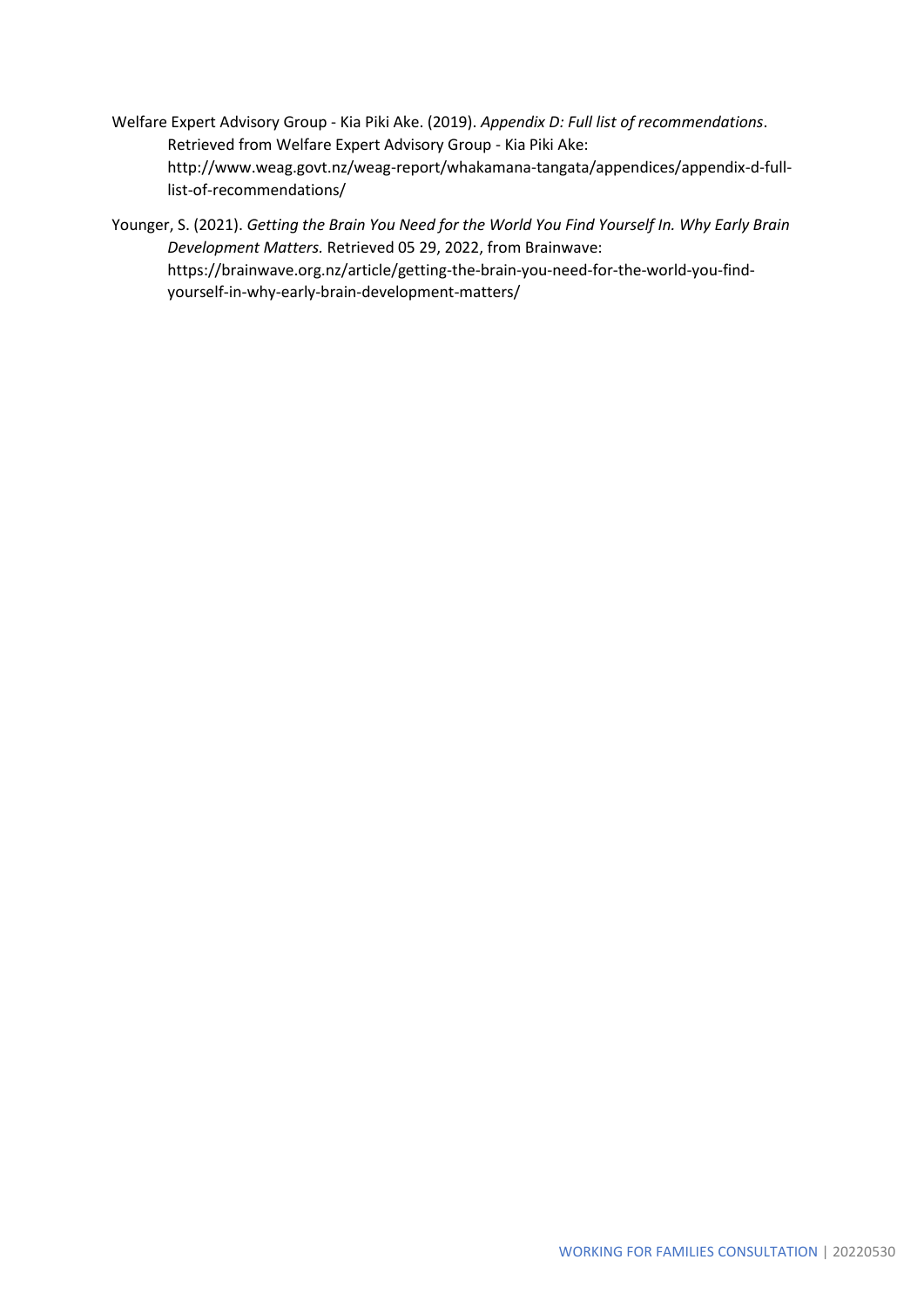Welfare Expert Advisory Group - Kia Piki Ake. (2019). *Appendix D: Full list of recommendations*. Retrieved from Welfare Expert Advisory Group - Kia Piki Ake: http://www.weag.govt.nz/weag-report/whakamana-tangata/appendices/appendix-d-full-list-of-recommendations/

Younger, S. (2021). *Getting the Brain You Need for the World You Find Yourself In. Why Early Brain Development Matters.* Retrieved 05 29, 2022, from Brainwave: https://brainwave.org.nz/article/getting-the-brain-you-need-for-the-world-you-find-yourself-in-why-early-brain-development-matters/